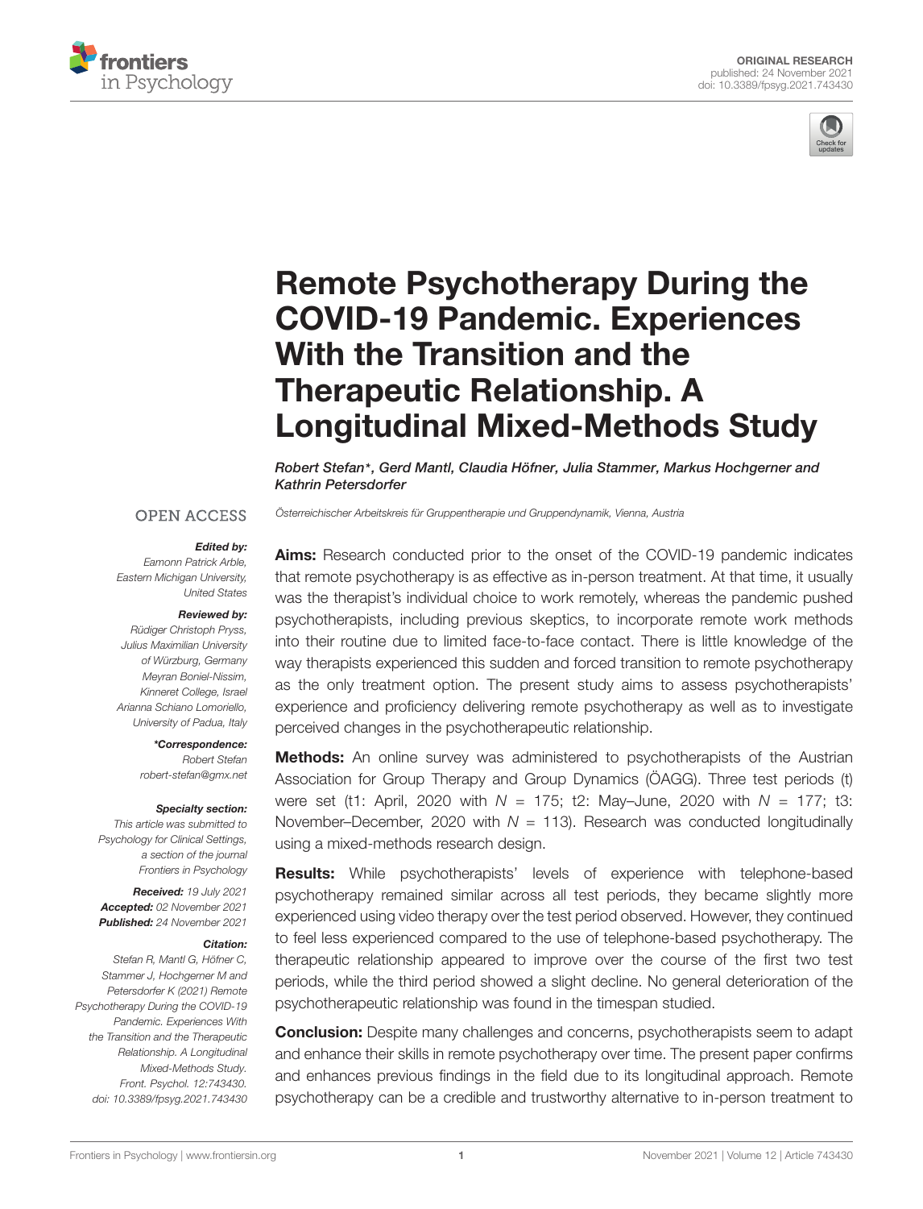ORIGINAL RESEARCH
published: 24 November 2021
doi: 10.3389/fpsyg.2021.743430

# Remote Psychotherapy During the COVID-19 Pandemic. Experiences With the Transition and the Therapeutic Relationship. A Longitudinal Mixed-Methods Study

*Robert Stefan\*, Gerd Mantl, Claudia Höfner, Julia Stammer, Markus Hochgerner and Kathrin Petersdorfer*

*Österreichischer Arbeitskreis für Gruppentherapie und Gruppendynamik, Vienna, Austria*

OPEN ACCESS

***Edited by:***
Eamonn Patrick Arble,
Eastern Michigan University,
United States

***Reviewed by:***
Rüdiger Christoph Pryss,
Julius Maximilian University
of Würzburg, Germany
Meyran Boniel-Nissim,
Kinneret College, Israel
Arianna Schiano Lomoriello,
University of Padua, Italy

***\*Correspondence:***
Robert Stefan
robert-stefan@gmx.net

***Specialty section:***
This article was submitted to
Psychology for Clinical Settings,
a section of the journal
Frontiers in Psychology

***Received:*** 19 July 2021
***Accepted:*** 02 November 2021
***Published:*** 24 November 2021

***Citation:***
Stefan R, Mantl G, Höfner C,
Stammer J, Hochgerner M and
Petersdorfer K (2021) Remote
Psychotherapy During the COVID-19
Pandemic. Experiences With
the Transition and the Therapeutic
Relationship. A Longitudinal
Mixed-Methods Study.
Front. Psychol. 12:743430.
doi: 10.3389/fpsyg.2021.743430

**Aims:** Research conducted prior to the onset of the COVID-19 pandemic indicates that remote psychotherapy is as effective as in-person treatment. At that time, it usually was the therapist's individual choice to work remotely, whereas the pandemic pushed psychotherapists, including previous skeptics, to incorporate remote work methods into their routine due to limited face-to-face contact. There is little knowledge of the way therapists experienced this sudden and forced transition to remote psychotherapy as the only treatment option. The present study aims to assess psychotherapists' experience and proficiency delivering remote psychotherapy as well as to investigate perceived changes in the psychotherapeutic relationship.

**Methods:** An online survey was administered to psychotherapists of the Austrian Association for Group Therapy and Group Dynamics (ÖAGG). Three test periods (t) were set (t1: April, 2020 with $N$ = 175; t2: May–June, 2020 with $N$ = 177; t3: November–December, 2020 with $N$ = 113). Research was conducted longitudinally using a mixed-methods research design.

**Results:** While psychotherapists' levels of experience with telephone-based psychotherapy remained similar across all test periods, they became slightly more experienced using video therapy over the test period observed. However, they continued to feel less experienced compared to the use of telephone-based psychotherapy. The therapeutic relationship appeared to improve over the course of the first two test periods, while the third period showed a slight decline. No general deterioration of the psychotherapeutic relationship was found in the timespan studied.

**Conclusion:** Despite many challenges and concerns, psychotherapists seem to adapt and enhance their skills in remote psychotherapy over time. The present paper confirms and enhances previous findings in the field due to its longitudinal approach. Remote psychotherapy can be a credible and trustworthy alternative to in-person treatment to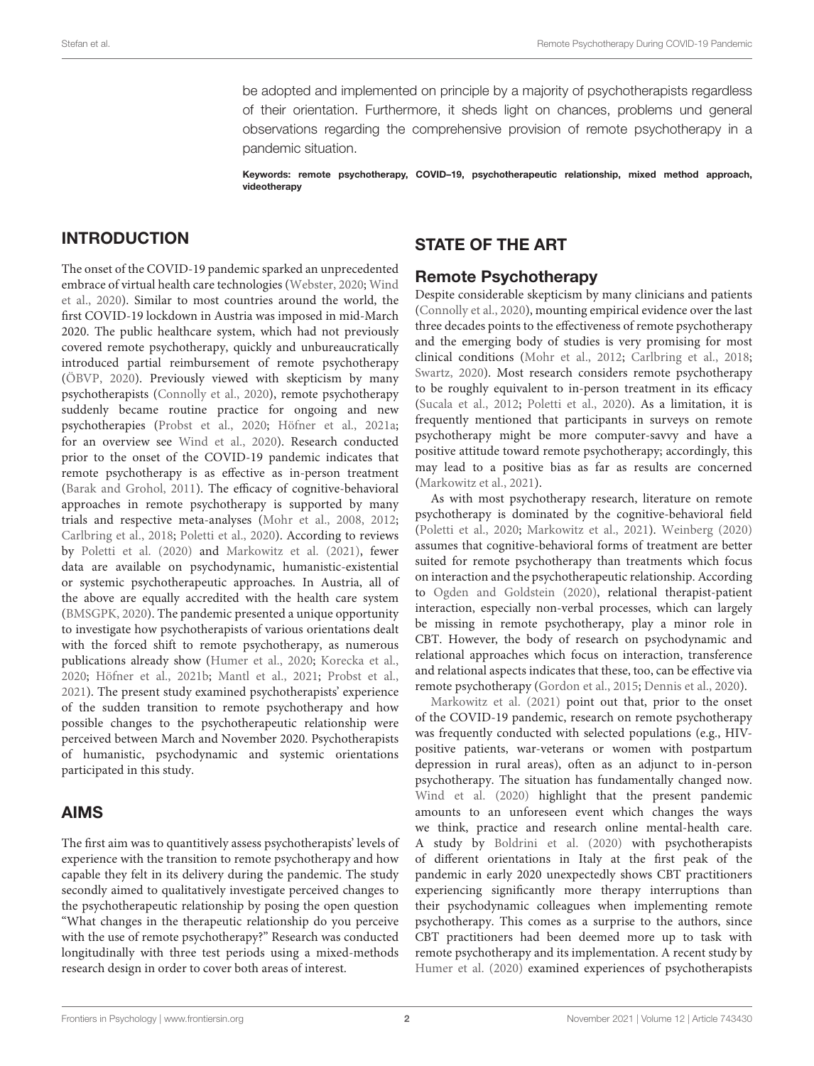be adopted and implemented on principle by a majority of psychotherapists regardless of their orientation. Furthermore, it sheds light on chances, problems und general observations regarding the comprehensive provision of remote psychotherapy in a pandemic situation.

**Keywords: remote psychotherapy, COVID–19, psychotherapeutic relationship, mixed method approach, videotherapy**

## INTRODUCTION

The onset of the COVID-19 pandemic sparked an unprecedented embrace of virtual health care technologies (Webster, 2020; Wind et al., 2020). Similar to most countries around the world, the first COVID-19 lockdown in Austria was imposed in mid-March 2020. The public healthcare system, which had not previously covered remote psychotherapy, quickly and unbureaucratically introduced partial reimbursement of remote psychotherapy (ÖBVP, 2020). Previously viewed with skepticism by many psychotherapists (Connolly et al., 2020), remote psychotherapy suddenly became routine practice for ongoing and new psychotherapies (Probst et al., 2020; Höfner et al., 2021a; for an overview see Wind et al., 2020). Research conducted prior to the onset of the COVID-19 pandemic indicates that remote psychotherapy is as effective as in-person treatment (Barak and Grohol, 2011). The efficacy of cognitive-behavioral approaches in remote psychotherapy is supported by many trials and respective meta-analyses (Mohr et al., 2008, 2012; Carlbring et al., 2018; Poletti et al., 2020). According to reviews by Poletti et al. (2020) and Markowitz et al. (2021), fewer data are available on psychodynamic, humanistic-existential or systemic psychotherapeutic approaches. In Austria, all of the above are equally accredited with the health care system (BMSGPK, 2020). The pandemic presented a unique opportunity to investigate how psychotherapists of various orientations dealt with the forced shift to remote psychotherapy, as numerous publications already show (Humer et al., 2020; Korecka et al., 2020; Höfner et al., 2021b; Mantl et al., 2021; Probst et al., 2021). The present study examined psychotherapists' experience of the sudden transition to remote psychotherapy and how possible changes to the psychotherapeutic relationship were perceived between March and November 2020. Psychotherapists of humanistic, psychodynamic and systemic orientations participated in this study.

## AIMS

The first aim was to quantitively assess psychotherapists' levels of experience with the transition to remote psychotherapy and how capable they felt in its delivery during the pandemic. The study secondly aimed to qualitatively investigate perceived changes to the psychotherapeutic relationship by posing the open question "What changes in the therapeutic relationship do you perceive with the use of remote psychotherapy?" Research was conducted longitudinally with three test periods using a mixed-methods research design in order to cover both areas of interest.

## STATE OF THE ART

### Remote Psychotherapy

Despite considerable skepticism by many clinicians and patients (Connolly et al., 2020), mounting empirical evidence over the last three decades points to the effectiveness of remote psychotherapy and the emerging body of studies is very promising for most clinical conditions (Mohr et al., 2012; Carlbring et al., 2018; Swartz, 2020). Most research considers remote psychotherapy to be roughly equivalent to in-person treatment in its efficacy (Sucala et al., 2012; Poletti et al., 2020). As a limitation, it is frequently mentioned that participants in surveys on remote psychotherapy might be more computer-savvy and have a positive attitude toward remote psychotherapy; accordingly, this may lead to a positive bias as far as results are concerned (Markowitz et al., 2021).

As with most psychotherapy research, literature on remote psychotherapy is dominated by the cognitive-behavioral field (Poletti et al., 2020; Markowitz et al., 2021). Weinberg (2020) assumes that cognitive-behavioral forms of treatment are better suited for remote psychotherapy than treatments which focus on interaction and the psychotherapeutic relationship. According to Ogden and Goldstein (2020), relational therapist-patient interaction, especially non-verbal processes, which can largely be missing in remote psychotherapy, play a minor role in CBT. However, the body of research on psychodynamic and relational approaches which focus on interaction, transference and relational aspects indicates that these, too, can be effective via remote psychotherapy (Gordon et al., 2015; Dennis et al., 2020).

Markowitz et al. (2021) point out that, prior to the onset of the COVID-19 pandemic, research on remote psychotherapy was frequently conducted with selected populations (e.g., HIV-positive patients, war-veterans or women with postpartum depression in rural areas), often as an adjunct to in-person psychotherapy. The situation has fundamentally changed now. Wind et al. (2020) highlight that the present pandemic amounts to an unforeseen event which changes the ways we think, practice and research online mental-health care. A study by Boldrini et al. (2020) with psychotherapists of different orientations in Italy at the first peak of the pandemic in early 2020 unexpectedly shows CBT practitioners experiencing significantly more therapy interruptions than their psychodynamic colleagues when implementing remote psychotherapy. This comes as a surprise to the authors, since CBT practitioners had been deemed more up to task with remote psychotherapy and its implementation. A recent study by Humer et al. (2020) examined experiences of psychotherapists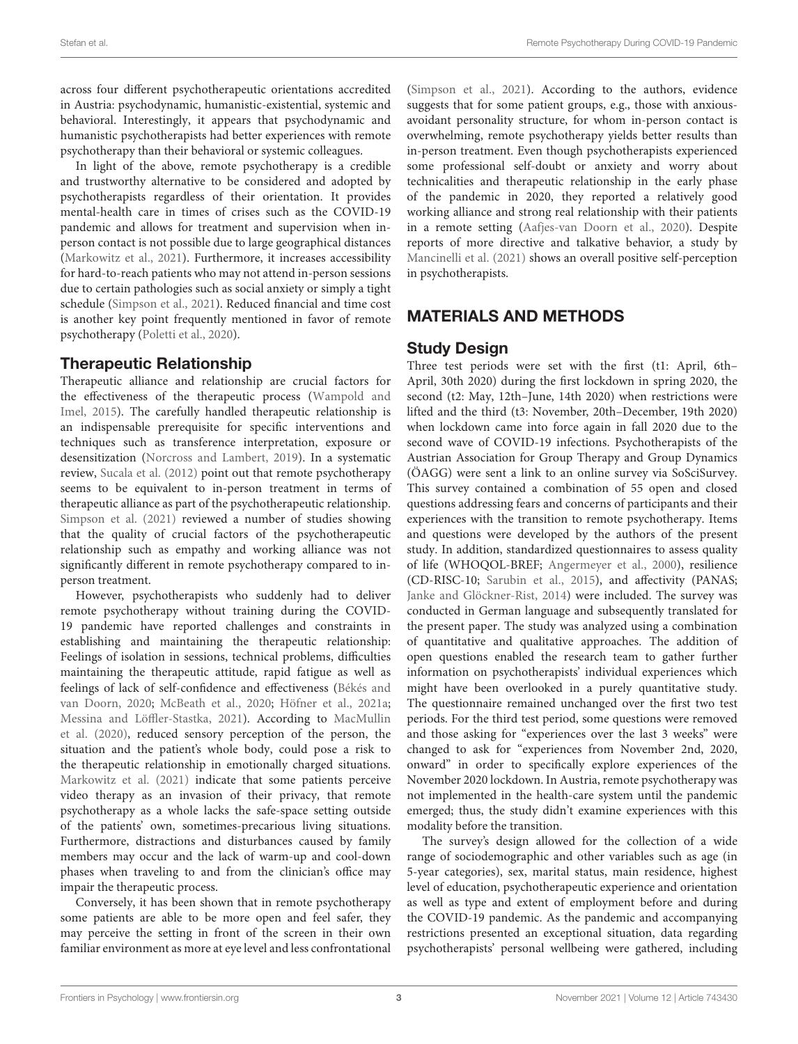across four different psychotherapeutic orientations accredited in Austria: psychodynamic, humanistic-existential, systemic and behavioral. Interestingly, it appears that psychodynamic and humanistic psychotherapists had better experiences with remote psychotherapy than their behavioral or systemic colleagues.

In light of the above, remote psychotherapy is a credible and trustworthy alternative to be considered and adopted by psychotherapists regardless of their orientation. It provides mental-health care in times of crises such as the COVID-19 pandemic and allows for treatment and supervision when in-person contact is not possible due to large geographical distances (Markowitz et al., 2021). Furthermore, it increases accessibility for hard-to-reach patients who may not attend in-person sessions due to certain pathologies such as social anxiety or simply a tight schedule (Simpson et al., 2021). Reduced financial and time cost is another key point frequently mentioned in favor of remote psychotherapy (Poletti et al., 2020).

## Therapeutic Relationship

Therapeutic alliance and relationship are crucial factors for the effectiveness of the therapeutic process (Wampold and Imel, 2015). The carefully handled therapeutic relationship is an indispensable prerequisite for specific interventions and techniques such as transference interpretation, exposure or desensitization (Norcross and Lambert, 2019). In a systematic review, Sucala et al. (2012) point out that remote psychotherapy seems to be equivalent to in-person treatment in terms of therapeutic alliance as part of the psychotherapeutic relationship. Simpson et al. (2021) reviewed a number of studies showing that the quality of crucial factors of the psychotherapeutic relationship such as empathy and working alliance was not significantly different in remote psychotherapy compared to in-person treatment.

However, psychotherapists who suddenly had to deliver remote psychotherapy without training during the COVID-19 pandemic have reported challenges and constraints in establishing and maintaining the therapeutic relationship: Feelings of isolation in sessions, technical problems, difficulties maintaining the therapeutic attitude, rapid fatigue as well as feelings of lack of self-confidence and effectiveness (Békés and van Doorn, 2020; McBeath et al., 2020; Höfner et al., 2021a; Messina and Löffler-Stastka, 2021). According to MacMullin et al. (2020), reduced sensory perception of the person, the situation and the patient's whole body, could pose a risk to the therapeutic relationship in emotionally charged situations. Markowitz et al. (2021) indicate that some patients perceive video therapy as an invasion of their privacy, that remote psychotherapy as a whole lacks the safe-space setting outside of the patients' own, sometimes-precarious living situations. Furthermore, distractions and disturbances caused by family members may occur and the lack of warm-up and cool-down phases when traveling to and from the clinician's office may impair the therapeutic process.

Conversely, it has been shown that in remote psychotherapy some patients are able to be more open and feel safer, they may perceive the setting in front of the screen in their own familiar environment as more at eye level and less confrontational (Simpson et al., 2021). According to the authors, evidence suggests that for some patient groups, e.g., those with anxious-avoidant personality structure, for whom in-person contact is overwhelming, remote psychotherapy yields better results than in-person treatment. Even though psychotherapists experienced some professional self-doubt or anxiety and worry about technicalities and therapeutic relationship in the early phase of the pandemic in 2020, they reported a relatively good working alliance and strong real relationship with their patients in a remote setting (Aafjes-van Doorn et al., 2020). Despite reports of more directive and talkative behavior, a study by Mancinelli et al. (2021) shows an overall positive self-perception in psychotherapists.

# MATERIALS AND METHODS

## Study Design

Three test periods were set with the first (t1: April, 6th–April, 30th 2020) during the first lockdown in spring 2020, the second (t2: May, 12th–June, 14th 2020) when restrictions were lifted and the third (t3: November, 20th–December, 19th 2020) when lockdown came into force again in fall 2020 due to the second wave of COVID-19 infections. Psychotherapists of the Austrian Association for Group Therapy and Group Dynamics (ÖAGG) were sent a link to an online survey via SoSciSurvey. This survey contained a combination of 55 open and closed questions addressing fears and concerns of participants and their experiences with the transition to remote psychotherapy. Items and questions were developed by the authors of the present study. In addition, standardized questionnaires to assess quality of life (WHOQOL-BREF; Angermeyer et al., 2000), resilience (CD-RISC-10; Sarubin et al., 2015), and affectivity (PANAS; Janke and Glöckner-Rist, 2014) were included. The survey was conducted in German language and subsequently translated for the present paper. The study was analyzed using a combination of quantitative and qualitative approaches. The addition of open questions enabled the research team to gather further information on psychotherapists' individual experiences which might have been overlooked in a purely quantitative study. The questionnaire remained unchanged over the first two test periods. For the third test period, some questions were removed and those asking for "experiences over the last 3 weeks" were changed to ask for "experiences from November 2nd, 2020, onward" in order to specifically explore experiences of the November 2020 lockdown. In Austria, remote psychotherapy was not implemented in the health-care system until the pandemic emerged; thus, the study didn't examine experiences with this modality before the transition.

The survey's design allowed for the collection of a wide range of sociodemographic and other variables such as age (in 5-year categories), sex, marital status, main residence, highest level of education, psychotherapeutic experience and orientation as well as type and extent of employment before and during the COVID-19 pandemic. As the pandemic and accompanying restrictions presented an exceptional situation, data regarding psychotherapists' personal wellbeing were gathered, including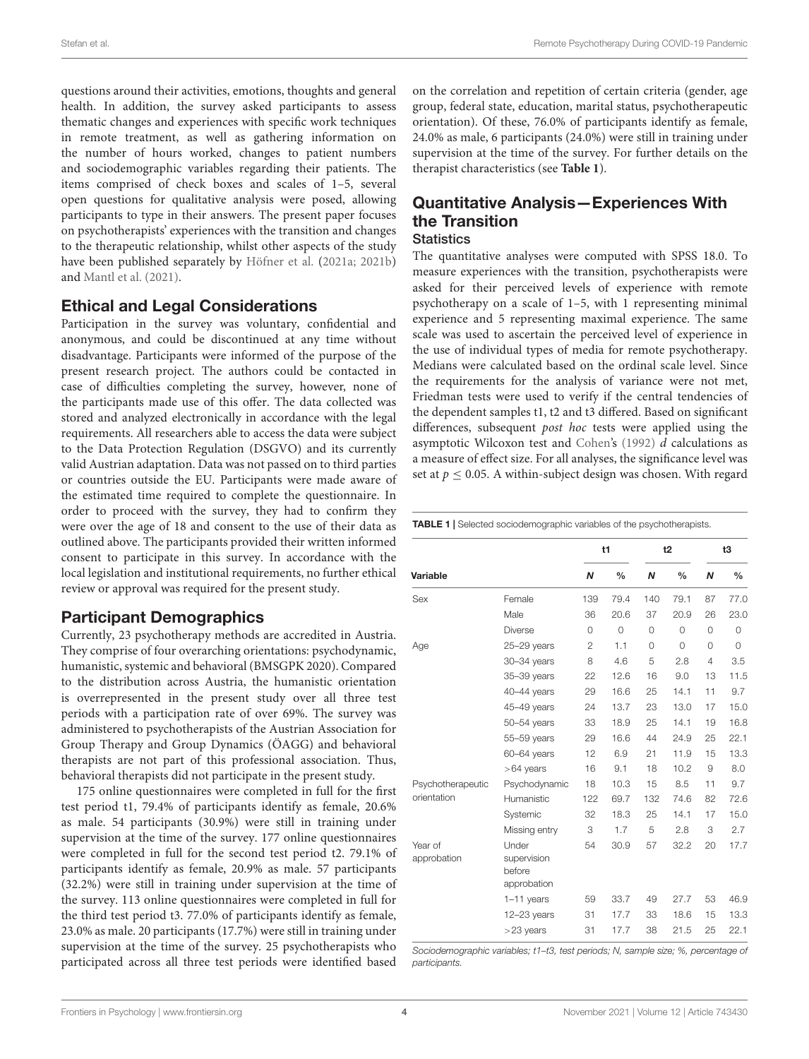questions around their activities, emotions, thoughts and general health. In addition, the survey asked participants to assess thematic changes and experiences with specific work techniques in remote treatment, as well as gathering information on the number of hours worked, changes to patient numbers and sociodemographic variables regarding their patients. The items comprised of check boxes and scales of 1–5, several open questions for qualitative analysis were posed, allowing participants to type in their answers. The present paper focuses on psychotherapists' experiences with the transition and changes to the therapeutic relationship, whilst other aspects of the study have been published separately by Höfner et al. (2021a; 2021b) and Mantl et al. (2021).

## Ethical and Legal Considerations

Participation in the survey was voluntary, confidential and anonymous, and could be discontinued at any time without disadvantage. Participants were informed of the purpose of the present research project. The authors could be contacted in case of difficulties completing the survey, however, none of the participants made use of this offer. The data collected was stored and analyzed electronically in accordance with the legal requirements. All researchers able to access the data were subject to the Data Protection Regulation (DSGVO) and its currently valid Austrian adaptation. Data was not passed on to third parties or countries outside the EU. Participants were made aware of the estimated time required to complete the questionnaire. In order to proceed with the survey, they had to confirm they were over the age of 18 and consent to the use of their data as outlined above. The participants provided their written informed consent to participate in this survey. In accordance with the local legislation and institutional requirements, no further ethical review or approval was required for the present study.

## Participant Demographics

Currently, 23 psychotherapy methods are accredited in Austria. They comprise of four overarching orientations: psychodynamic, humanistic, systemic and behavioral (BMSGPK 2020). Compared to the distribution across Austria, the humanistic orientation is overrepresented in the present study over all three test periods with a participation rate of over 69%. The survey was administered to psychotherapists of the Austrian Association for Group Therapy and Group Dynamics (ÖAGG) and behavioral therapists are not part of this professional association. Thus, behavioral therapists did not participate in the present study.

175 online questionnaires were completed in full for the first test period t1, 79.4% of participants identify as female, 20.6% as male. 54 participants (30.9%) were still in training under supervision at the time of the survey. 177 online questionnaires were completed in full for the second test period t2. 79.1% of participants identify as female, 20.9% as male. 57 participants (32.2%) were still in training under supervision at the time of the survey. 113 online questionnaires were completed in full for the third test period t3. 77.0% of participants identify as female, 23.0% as male. 20 participants (17.7%) were still in training under supervision at the time of the survey. 25 psychotherapists who participated across all three test periods were identified based on the correlation and repetition of certain criteria (gender, age group, federal state, education, marital status, psychotherapeutic orientation). Of these, 76.0% of participants identify as female, 24.0% as male, 6 participants (24.0%) were still in training under supervision at the time of the survey. For further details on the therapist characteristics (see **Table 1**).

## Quantitative Analysis—Experiences With the Transition

### Statistics

The quantitative analyses were computed with SPSS 18.0. To measure experiences with the transition, psychotherapists were asked for their perceived levels of experience with remote psychotherapy on a scale of 1–5, with 1 representing minimal experience and 5 representing maximal experience. The same scale was used to ascertain the perceived level of experience in the use of individual types of media for remote psychotherapy. Medians were calculated based on the ordinal scale level. Since the requirements for the analysis of variance were not met, Friedman tests were used to verify if the central tendencies of the dependent samples t1, t2 and t3 differed. Based on significant differences, subsequent *post hoc* tests were applied using the asymptotic Wilcoxon test and Cohen's (1992) *d* calculations as a measure of effect size. For all analyses, the significance level was set at $p \leq 0.05$. A within-subject design was chosen. With regard

**TABLE 1** | Selected sociodemographic variables of the psychotherapists.

| Variable | | t1 | | t2 | | t3 | |
|---|---|---|---|---|---|---|---|
| | | *N* | % | *N* | % | *N* | % |
| Sex | Female | 139 | 79.4 | 140 | 79.1 | 87 | 77.0 |
| | Male | 36 | 20.6 | 37 | 20.9 | 26 | 23.0 |
| | Diverse | 0 | 0 | 0 | 0 | 0 | 0 |
| Age | 25–29 years | 2 | 1.1 | 0 | 0 | 0 | 0 |
| | 30–34 years | 8 | 4.6 | 5 | 2.8 | 4 | 3.5 |
| | 35–39 years | 22 | 12.6 | 16 | 9.0 | 13 | 11.5 |
| | 40–44 years | 29 | 16.6 | 25 | 14.1 | 11 | 9.7 |
| | 45–49 years | 24 | 13.7 | 23 | 13.0 | 17 | 15.0 |
| | 50–54 years | 33 | 18.9 | 25 | 14.1 | 19 | 16.8 |
| | 55–59 years | 29 | 16.6 | 44 | 24.9 | 25 | 22.1 |
| | 60–64 years | 12 | 6.9 | 21 | 11.9 | 15 | 13.3 |
| | >64 years | 16 | 9.1 | 18 | 10.2 | 9 | 8.0 |
| Psychotherapeutic orientation | Psychodynamic | 18 | 10.3 | 15 | 8.5 | 11 | 9.7 |
| | Humanistic | 122 | 69.7 | 132 | 74.6 | 82 | 72.6 |
| | Systemic | 32 | 18.3 | 25 | 14.1 | 17 | 15.0 |
| | Missing entry | 3 | 1.7 | 5 | 2.8 | 3 | 2.7 |
| Year of approbation | Under supervision before approbation | 54 | 30.9 | 57 | 32.2 | 20 | 17.7 |
| | 1–11 years | 59 | 33.7 | 49 | 27.7 | 53 | 46.9 |
| | 12–23 years | 31 | 17.7 | 33 | 18.6 | 15 | 13.3 |
| | >23 years | 31 | 17.7 | 38 | 21.5 | 25 | 22.1 |

*Sociodemographic variables; t1–t3, test periods; N, sample size; %, percentage of participants.*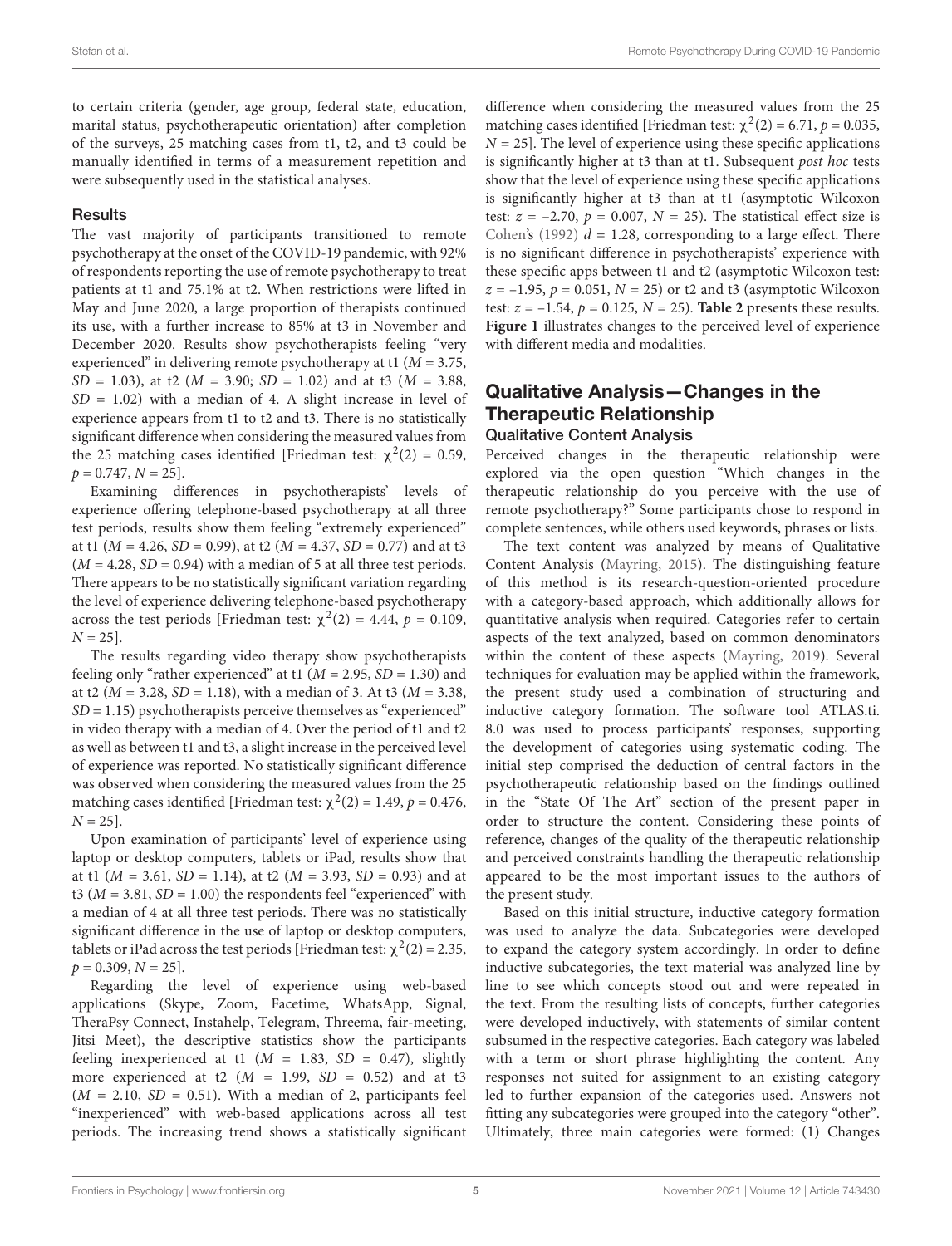to certain criteria (gender, age group, federal state, education, marital status, psychotherapeutic orientation) after completion of the surveys, 25 matching cases from t1, t2, and t3 could be manually identified in terms of a measurement repetition and were subsequently used in the statistical analyses.

### Results

The vast majority of participants transitioned to remote psychotherapy at the onset of the COVID-19 pandemic, with 92% of respondents reporting the use of remote psychotherapy to treat patients at t1 and 75.1% at t2. When restrictions were lifted in May and June 2020, a large proportion of therapists continued its use, with a further increase to 85% at t3 in November and December 2020. Results show psychotherapists feeling "very experienced" in delivering remote psychotherapy at t1 ($M = 3.75$, $SD = 1.03$), at t2 ($M = 3.90$; $SD = 1.02$) and at t3 ($M = 3.88$, $SD = 1.02$) with a median of 4. A slight increase in level of experience appears from t1 to t2 and t3. There is no statistically significant difference when considering the measured values from the 25 matching cases identified [Friedman test: $\chi^2(2) = 0.59$, $p = 0.747$, $N = 25$].

Examining differences in psychotherapists' levels of experience offering telephone-based psychotherapy at all three test periods, results show them feeling "extremely experienced" at t1 ($M = 4.26$, $SD = 0.99$), at t2 ($M = 4.37$, $SD = 0.77$) and at t3 ($M = 4.28$, $SD = 0.94$) with a median of 5 at all three test periods. There appears to be no statistically significant variation regarding the level of experience delivering telephone-based psychotherapy across the test periods [Friedman test: $\chi^2(2) = 4.44$, $p = 0.109$, $N = 25$].

The results regarding video therapy show psychotherapists feeling only "rather experienced" at t1 ($M = 2.95$, $SD = 1.30$) and at t2 ($M = 3.28$, $SD = 1.18$), with a median of 3. At t3 ($M = 3.38$, $SD = 1.15$) psychotherapists perceive themselves as "experienced" in video therapy with a median of 4. Over the period of t1 and t2 as well as between t1 and t3, a slight increase in the perceived level of experience was reported. No statistically significant difference was observed when considering the measured values from the 25 matching cases identified [Friedman test: $\chi^2(2) = 1.49$, $p = 0.476$, $N = 25$].

Upon examination of participants' level of experience using laptop or desktop computers, tablets or iPad, results show that at t1 ($M = 3.61$, $SD = 1.14$), at t2 ($M = 3.93$, $SD = 0.93$) and at t3 ($M = 3.81$, $SD = 1.00$) the respondents feel "experienced" with a median of 4 at all three test periods. There was no statistically significant difference in the use of laptop or desktop computers, tablets or iPad across the test periods [Friedman test: $\chi^2(2) = 2.35$, $p = 0.309$, $N = 25$].

Regarding the level of experience using web-based applications (Skype, Zoom, Facetime, WhatsApp, Signal, TheraPsy Connect, Instahelp, Telegram, Threema, fair-meeting, Jitsi Meet), the descriptive statistics show the participants feeling inexperienced at t1 ($M = 1.83$, $SD = 0.47$), slightly more experienced at t2 ($M = 1.99$, $SD = 0.52$) and at t3 ($M = 2.10$, $SD = 0.51$). With a median of 2, participants feel "inexperienced" with web-based applications across all test periods. The increasing trend shows a statistically significant difference when considering the measured values from the 25 matching cases identified [Friedman test: $\chi^2(2) = 6.71$, $p = 0.035$, $N = 25$]. The level of experience using these specific applications is significantly higher at t3 than at t1. Subsequent *post hoc* tests show that the level of experience using these specific applications is significantly higher at t3 than at t1 (asymptotic Wilcoxon test: $z = -2.70$, $p = 0.007$, $N = 25$). The statistical effect size is Cohen's (1992) $d = 1.28$, corresponding to a large effect. There is no significant difference in psychotherapists' experience with these specific apps between t1 and t2 (asymptotic Wilcoxon test: $z = -1.95$, $p = 0.051$, $N = 25$) or t2 and t3 (asymptotic Wilcoxon test: $z = -1.54$, $p = 0.125$, $N = 25$). **Table 2** presents these results. **Figure 1** illustrates changes to the perceived level of experience with different media and modalities.

## Qualitative Analysis—Changes in the Therapeutic Relationship

### Qualitative Content Analysis

Perceived changes in the therapeutic relationship were explored via the open question "Which changes in the therapeutic relationship do you perceive with the use of remote psychotherapy?" Some participants chose to respond in complete sentences, while others used keywords, phrases or lists.

The text content was analyzed by means of Qualitative Content Analysis (Mayring, 2015). The distinguishing feature of this method is its research-question-oriented procedure with a category-based approach, which additionally allows for quantitative analysis when required. Categories refer to certain aspects of the text analyzed, based on common denominators within the content of these aspects (Mayring, 2019). Several techniques for evaluation may be applied within the framework, the present study used a combination of structuring and inductive category formation. The software tool ATLAS.ti. 8.0 was used to process participants' responses, supporting the development of categories using systematic coding. The initial step comprised the deduction of central factors in the psychotherapeutic relationship based on the findings outlined in the "State Of The Art" section of the present paper in order to structure the content. Considering these points of reference, changes of the quality of the therapeutic relationship and perceived constraints handling the therapeutic relationship appeared to be the most important issues to the authors of the present study.

Based on this initial structure, inductive category formation was used to analyze the data. Subcategories were developed to expand the category system accordingly. In order to define inductive subcategories, the text material was analyzed line by line to see which concepts stood out and were repeated in the text. From the resulting lists of concepts, further categories were developed inductively, with statements of similar content subsumed in the respective categories. Each category was labeled with a term or short phrase highlighting the content. Any responses not suited for assignment to an existing category led to further expansion of the categories used. Answers not fitting any subcategories were grouped into the category "other". Ultimately, three main categories were formed: (1) Changes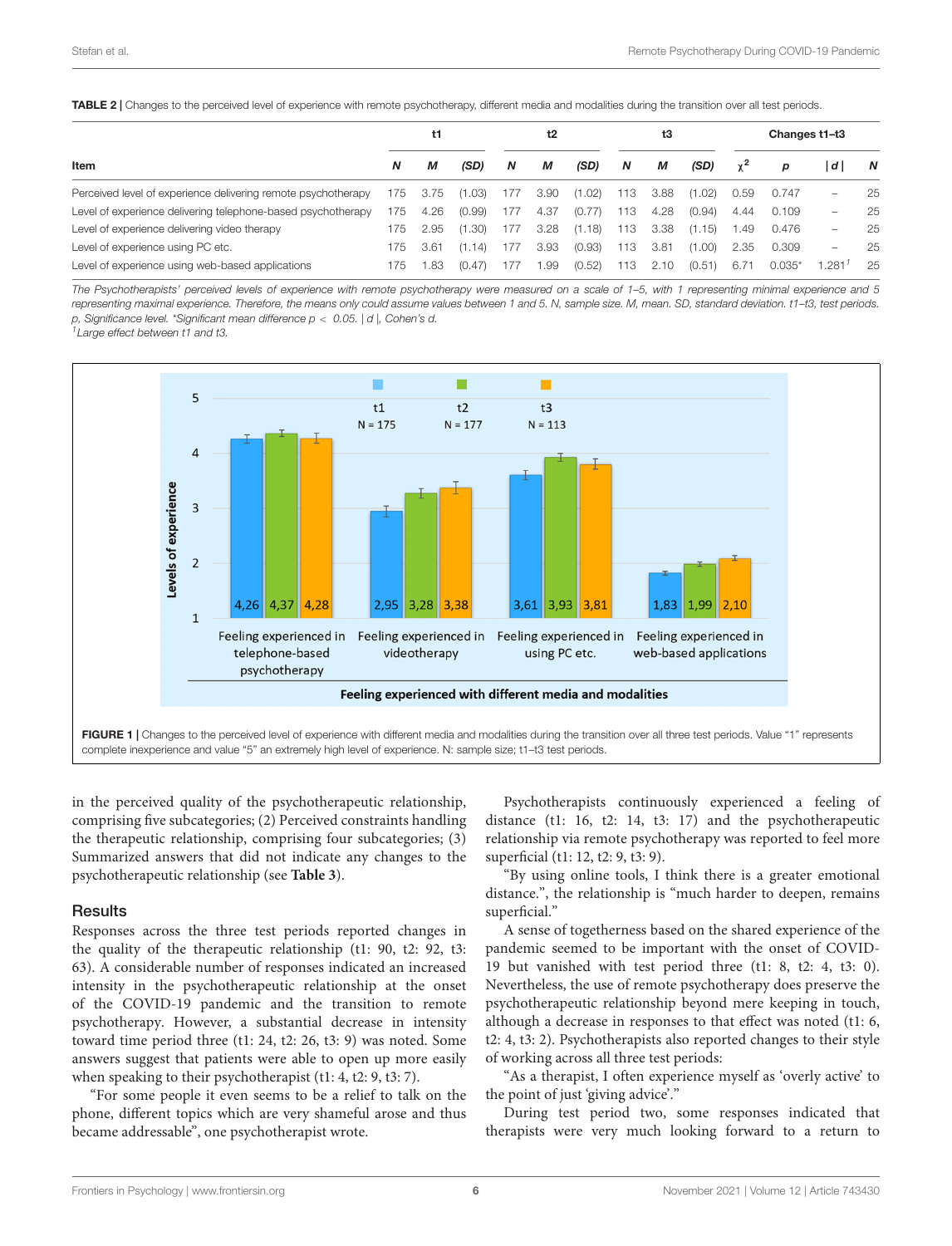**TABLE 2 |** Changes to the perceived level of experience with remote psychotherapy, different media and modalities during the transition over all test periods.

| Item | t1 | | | t2 | | | t3 | | | Changes t1–t3 | | | |
|---|---|---|---|---|---|---|---|---|---|---|---|---|---|
| | *N* | *M* | *(SD)* | *N* | *M* | *(SD)* | *N* | *M* | *(SD)* | $\chi^2$ | *p* | \|*d*\| | *N* |
| Perceived level of experience delivering remote psychotherapy | 175 | 3.75 | (1.03) | 177 | 3.90 | (1.02) | 113 | 3.88 | (1.02) | 0.59 | 0.747 | – | 25 |
| Level of experience delivering telephone-based psychotherapy | 175 | 4.26 | (0.99) | 177 | 4.37 | (0.77) | 113 | 4.28 | (0.94) | 4.44 | 0.109 | – | 25 |
| Level of experience delivering video therapy | 175 | 2.95 | (1.30) | 177 | 3.28 | (1.18) | 113 | 3.38 | (1.15) | 1.49 | 0.476 | – | 25 |
| Level of experience using PC etc. | 175 | 3.61 | (1.14) | 177 | 3.93 | (0.93) | 113 | 3.81 | (1.00) | 2.35 | 0.309 | – | 25 |
| Level of experience using web-based applications | 175 | 1.83 | (0.47) | 177 | 1.99 | (0.52) | 113 | 2.10 | (0.51) | 6.71 | 0.035* | 1.281[1] | 25 |

*The Psychotherapists' perceived levels of experience with remote psychotherapy were measured on a scale of 1–5, with 1 representing minimal experience and 5 representing maximal experience. Therefore, the means only could assume values between 1 and 5. N, sample size. M, mean. SD, standard deviation. t1–t3, test periods. p, Significance level. *Significant mean difference p < 0.05. |d|, Cohen's d.*
*[1]Large effect between t1 and t3.*

**FIGURE 1 |** Changes to the perceived level of experience with different media and modalities during the transition over all three test periods. Value "1" represents complete inexperience and value "5" an extremely high level of experience. N: sample size; t1–t3 test periods.

in the perceived quality of the psychotherapeutic relationship, comprising five subcategories; (2) Perceived constraints handling the therapeutic relationship, comprising four subcategories; (3) Summarized answers that did not indicate any changes to the psychotherapeutic relationship (see **Table 3**).

## Results

Responses across the three test periods reported changes in the quality of the therapeutic relationship (t1: 90, t2: 92, t3: 63). A considerable number of responses indicated an increased intensity in the psychotherapeutic relationship at the onset of the COVID-19 pandemic and the transition to remote psychotherapy. However, a substantial decrease in intensity toward time period three (t1: 24, t2: 26, t3: 9) was noted. Some answers suggest that patients were able to open up more easily when speaking to their psychotherapist (t1: 4, t2: 9, t3: 7).

"For some people it even seems to be a relief to talk on the phone, different topics which are very shameful arose and thus became addressable", one psychotherapist wrote.

Psychotherapists continuously experienced a feeling of distance (t1: 16, t2: 14, t3: 17) and the psychotherapeutic relationship via remote psychotherapy was reported to feel more superficial (t1: 12, t2: 9, t3: 9).

"By using online tools, I think there is a greater emotional distance.", the relationship is "much harder to deepen, remains superficial."

A sense of togetherness based on the shared experience of the pandemic seemed to be important with the onset of COVID-19 but vanished with test period three (t1: 8, t2: 4, t3: 0). Nevertheless, the use of remote psychotherapy does preserve the psychotherapeutic relationship beyond mere keeping in touch, although a decrease in responses to that effect was noted (t1: 6, t2: 4, t3: 2). Psychotherapists also reported changes to their style of working across all three test periods:

"As a therapist, I often experience myself as 'overly active' to the point of just 'giving advice'."

During test period two, some responses indicated that therapists were very much looking forward to a return to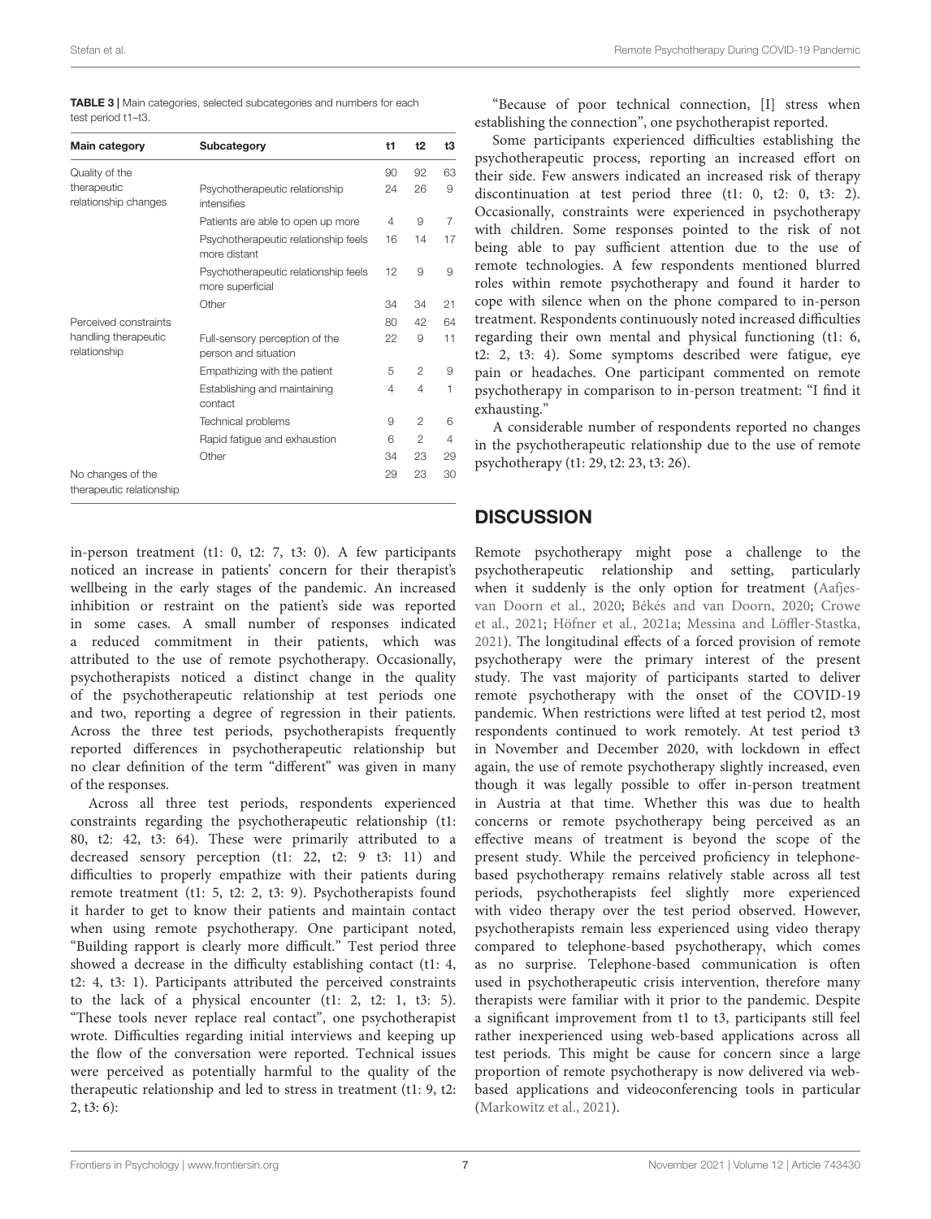**TABLE 3** | Main categories, selected subcategories and numbers for each test period t1–t3.

| Main category | Subcategory | t1 | t2 | t3 |
|---|---|---|---|---|
| Quality of the therapeutic relationship changes | | 90 | 92 | 63 |
| | Psychotherapeutic relationship intensifies | 24 | 26 | 9 |
| | Patients are able to open up more | 4 | 9 | 7 |
| | Psychotherapeutic relationship feels more distant | 16 | 14 | 17 |
| | Psychotherapeutic relationship feels more superficial | 12 | 9 | 9 |
| | Other | 34 | 34 | 21 |
| Perceived constraints handling therapeutic relationship | | 80 | 42 | 64 |
| | Full-sensory perception of the person and situation | 22 | 9 | 11 |
| | Empathizing with the patient | 5 | 2 | 9 |
| | Establishing and maintaining contact | 4 | 4 | 1 |
| | Technical problems | 9 | 2 | 6 |
| | Rapid fatigue and exhaustion | 6 | 2 | 4 |
| | Other | 34 | 23 | 29 |
| No changes of the therapeutic relationship | | 29 | 23 | 30 |

in-person treatment (t1: 0, t2: 7, t3: 0). A few participants noticed an increase in patients' concern for their therapist's wellbeing in the early stages of the pandemic. An increased inhibition or restraint on the patient's side was reported in some cases. A small number of responses indicated a reduced commitment in their patients, which was attributed to the use of remote psychotherapy. Occasionally, psychotherapists noticed a distinct change in the quality of the psychotherapeutic relationship at test periods one and two, reporting a degree of regression in their patients. Across the three test periods, psychotherapists frequently reported differences in psychotherapeutic relationship but no clear definition of the term "different" was given in many of the responses.

Across all three test periods, respondents experienced constraints regarding the psychotherapeutic relationship (t1: 80, t2: 42, t3: 64). These were primarily attributed to a decreased sensory perception (t1: 22, t2: 9 t3: 11) and difficulties to properly empathize with their patients during remote treatment (t1: 5, t2: 2, t3: 9). Psychotherapists found it harder to get to know their patients and maintain contact when using remote psychotherapy. One participant noted, "Building rapport is clearly more difficult." Test period three showed a decrease in the difficulty establishing contact (t1: 4, t2: 4, t3: 1). Participants attributed the perceived constraints to the lack of a physical encounter (t1: 2, t2: 1, t3: 5). "These tools never replace real contact", one psychotherapist wrote. Difficulties regarding initial interviews and keeping up the flow of the conversation were reported. Technical issues were perceived as potentially harmful to the quality of the therapeutic relationship and led to stress in treatment (t1: 9, t2: 2, t3: 6):

"Because of poor technical connection, [I] stress when establishing the connection", one psychotherapist reported.

Some participants experienced difficulties establishing the psychotherapeutic process, reporting an increased effort on their side. Few answers indicated an increased risk of therapy discontinuation at test period three (t1: 0, t2: 0, t3: 2). Occasionally, constraints were experienced in psychotherapy with children. Some responses pointed to the risk of not being able to pay sufficient attention due to the use of remote technologies. A few respondents mentioned blurred roles within remote psychotherapy and found it harder to cope with silence when on the phone compared to in-person treatment. Respondents continuously noted increased difficulties regarding their own mental and physical functioning (t1: 6, t2: 2, t3: 4). Some symptoms described were fatigue, eye pain or headaches. One participant commented on remote psychotherapy in comparison to in-person treatment: "I find it exhausting."

A considerable number of respondents reported no changes in the psychotherapeutic relationship due to the use of remote psychotherapy (t1: 29, t2: 23, t3: 26).

## DISCUSSION

Remote psychotherapy might pose a challenge to the psychotherapeutic relationship and setting, particularly when it suddenly is the only option for treatment (Aafjes-van Doorn et al., 2020; Békés and van Doorn, 2020; Crowe et al., 2021; Höfner et al., 2021a; Messina and Löffler-Stastka, 2021). The longitudinal effects of a forced provision of remote psychotherapy were the primary interest of the present study. The vast majority of participants started to deliver remote psychotherapy with the onset of the COVID-19 pandemic. When restrictions were lifted at test period t2, most respondents continued to work remotely. At test period t3 in November and December 2020, with lockdown in effect again, the use of remote psychotherapy slightly increased, even though it was legally possible to offer in-person treatment in Austria at that time. Whether this was due to health concerns or remote psychotherapy being perceived as an effective means of treatment is beyond the scope of the present study. While the perceived proficiency in telephone-based psychotherapy remains relatively stable across all test periods, psychotherapists feel slightly more experienced with video therapy over the test period observed. However, psychotherapists remain less experienced using video therapy compared to telephone-based psychotherapy, which comes as no surprise. Telephone-based communication is often used in psychotherapeutic crisis intervention, therefore many therapists were familiar with it prior to the pandemic. Despite a significant improvement from t1 to t3, participants still feel rather inexperienced using web-based applications across all test periods. This might be cause for concern since a large proportion of remote psychotherapy is now delivered via web-based applications and videoconferencing tools in particular (Markowitz et al., 2021).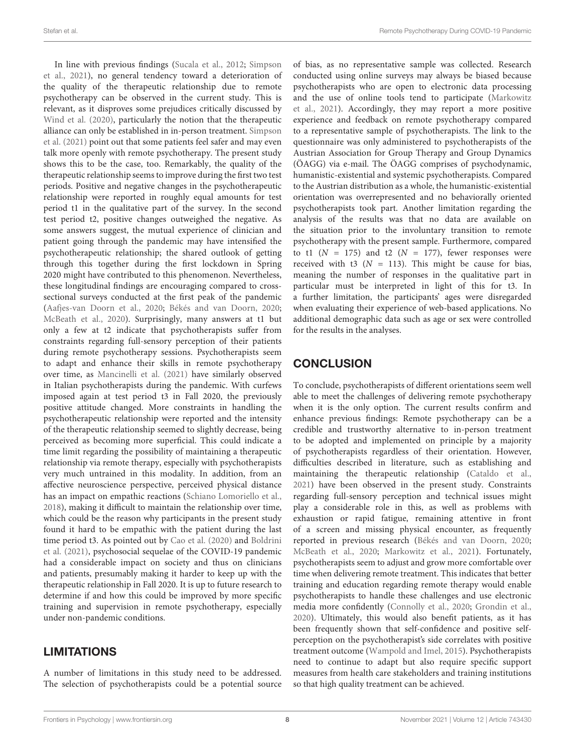In line with previous findings (Sucala et al., 2012; Simpson et al., 2021), no general tendency toward a deterioration of the quality of the therapeutic relationship due to remote psychotherapy can be observed in the current study. This is relevant, as it disproves some prejudices critically discussed by Wind et al. (2020), particularly the notion that the therapeutic alliance can only be established in in-person treatment. Simpson et al. (2021) point out that some patients feel safer and may even talk more openly with remote psychotherapy. The present study shows this to be the case, too. Remarkably, the quality of the therapeutic relationship seems to improve during the first two test periods. Positive and negative changes in the psychotherapeutic relationship were reported in roughly equal amounts for test period t1 in the qualitative part of the survey. In the second test period t2, positive changes outweighed the negative. As some answers suggest, the mutual experience of clinician and patient going through the pandemic may have intensified the psychotherapeutic relationship; the shared outlook of getting through this together during the first lockdown in Spring 2020 might have contributed to this phenomenon. Nevertheless, these longitudinal findings are encouraging compared to cross-sectional surveys conducted at the first peak of the pandemic (Aafjes-van Doorn et al., 2020; Békés and van Doorn, 2020; McBeath et al., 2020). Surprisingly, many answers at t1 but only a few at t2 indicate that psychotherapists suffer from constraints regarding full-sensory perception of their patients during remote psychotherapy sessions. Psychotherapists seem to adapt and enhance their skills in remote psychotherapy over time, as Mancinelli et al. (2021) have similarly observed in Italian psychotherapists during the pandemic. With curfews imposed again at test period t3 in Fall 2020, the previously positive attitude changed. More constraints in handling the psychotherapeutic relationship were reported and the intensity of the therapeutic relationship seemed to slightly decrease, being perceived as becoming more superficial. This could indicate a time limit regarding the possibility of maintaining a therapeutic relationship via remote therapy, especially with psychotherapists very much untrained in this modality. In addition, from an affective neuroscience perspective, perceived physical distance has an impact on empathic reactions (Schiano Lomoriello et al., 2018), making it difficult to maintain the relationship over time, which could be the reason why participants in the present study found it hard to be empathic with the patient during the last time period t3. As pointed out by Cao et al. (2020) and Boldrini et al. (2021), psychosocial sequelae of the COVID-19 pandemic had a considerable impact on society and thus on clinicians and patients, presumably making it harder to keep up with the therapeutic relationship in Fall 2020. It is up to future research to determine if and how this could be improved by more specific training and supervision in remote psychotherapy, especially under non-pandemic conditions.

## LIMITATIONS

A number of limitations in this study need to be addressed. The selection of psychotherapists could be a potential source of bias, as no representative sample was collected. Research conducted using online surveys may always be biased because psychotherapists who are open to electronic data processing and the use of online tools tend to participate (Markowitz et al., 2021). Accordingly, they may report a more positive experience and feedback on remote psychotherapy compared to a representative sample of psychotherapists. The link to the questionnaire was only administered to psychotherapists of the Austrian Association for Group Therapy and Group Dynamics (ÖAGG) via e-mail. The ÖAGG comprises of psychodynamic, humanistic-existential and systemic psychotherapists. Compared to the Austrian distribution as a whole, the humanistic-existential orientation was overrepresented and no behaviorally oriented psychotherapists took part. Another limitation regarding the analysis of the results was that no data are available on the situation prior to the involuntary transition to remote psychotherapy with the present sample. Furthermore, compared to t1 ($N$ = 175) and t2 ($N$ = 177), fewer responses were received with t3 ($N$ = 113). This might be cause for bias, meaning the number of responses in the qualitative part in particular must be interpreted in light of this for t3. In a further limitation, the participants' ages were disregarded when evaluating their experience of web-based applications. No additional demographic data such as age or sex were controlled for the results in the analyses.

## CONCLUSION

To conclude, psychotherapists of different orientations seem well able to meet the challenges of delivering remote psychotherapy when it is the only option. The current results confirm and enhance previous findings: Remote psychotherapy can be a credible and trustworthy alternative to in-person treatment to be adopted and implemented on principle by a majority of psychotherapists regardless of their orientation. However, difficulties described in literature, such as establishing and maintaining the therapeutic relationship (Cataldo et al., 2021) have been observed in the present study. Constraints regarding full-sensory perception and technical issues might play a considerable role in this, as well as problems with exhaustion or rapid fatigue, remaining attentive in front of a screen and missing physical encounter, as frequently reported in previous research (Békés and van Doorn, 2020; McBeath et al., 2020; Markowitz et al., 2021). Fortunately, psychotherapists seem to adjust and grow more comfortable over time when delivering remote treatment. This indicates that better training and education regarding remote therapy would enable psychotherapists to handle these challenges and use electronic media more confidently (Connolly et al., 2020; Grondin et al., 2020). Ultimately, this would also benefit patients, as it has been frequently shown that self-confidence and positive self-perception on the psychotherapist's side correlates with positive treatment outcome (Wampold and Imel, 2015). Psychotherapists need to continue to adapt but also require specific support measures from health care stakeholders and training institutions so that high quality treatment can be achieved.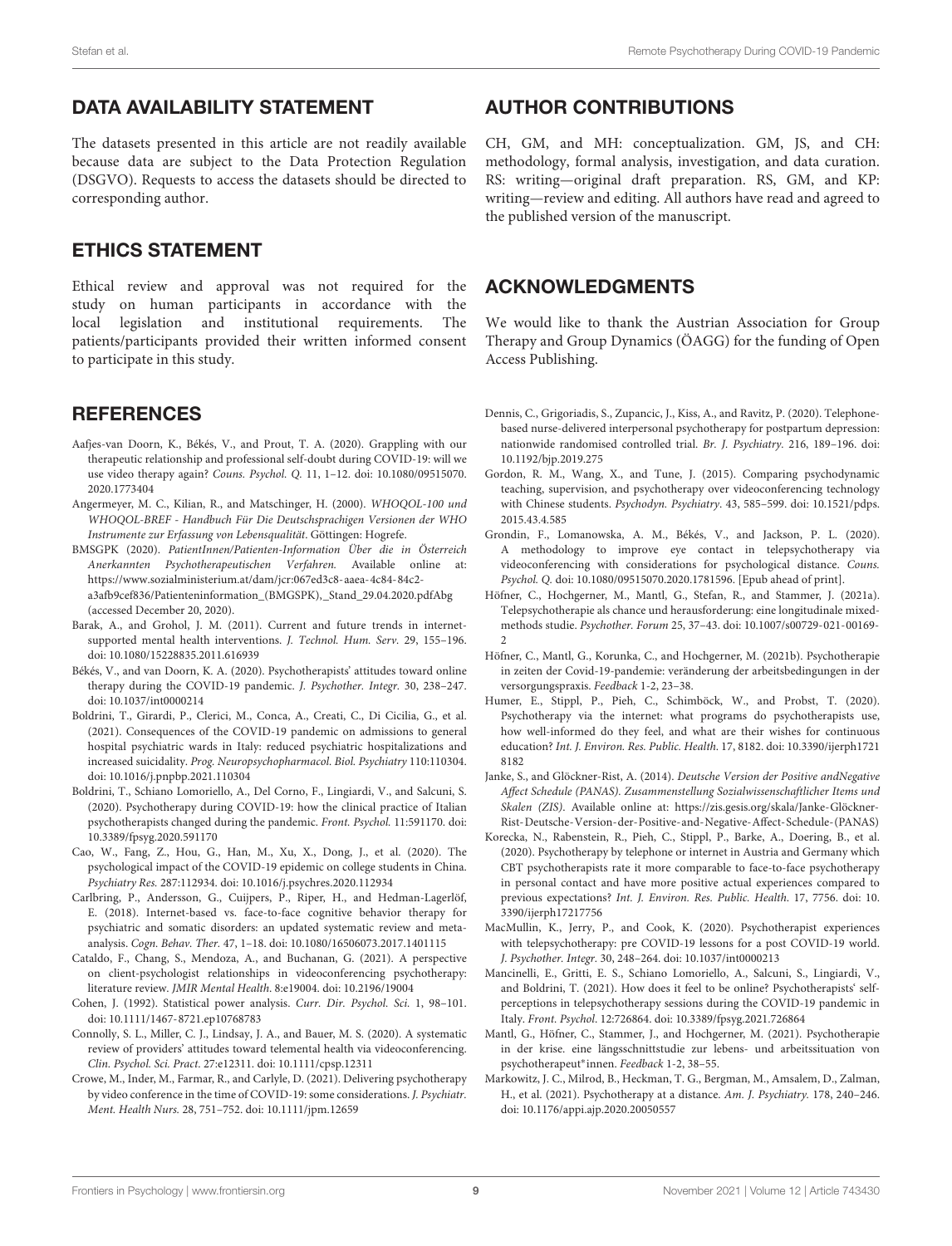## DATA AVAILABILITY STATEMENT

The datasets presented in this article are not readily available because data are subject to the Data Protection Regulation (DSGVO). Requests to access the datasets should be directed to corresponding author.

## ETHICS STATEMENT

Ethical review and approval was not required for the study on human participants in accordance with the local legislation and institutional requirements. The patients/participants provided their written informed consent to participate in this study.

## AUTHOR CONTRIBUTIONS

CH, GM, and MH: conceptualization. GM, JS, and CH: methodology, formal analysis, investigation, and data curation. RS: writing—original draft preparation. RS, GM, and KP: writing—review and editing. All authors have read and agreed to the published version of the manuscript.

## ACKNOWLEDGMENTS

We would like to thank the Austrian Association for Group Therapy and Group Dynamics (ÖAGG) for the funding of Open Access Publishing.

## REFERENCES

Aafjes-van Doorn, K., Békés, V., and Prout, T. A. (2020). Grappling with our therapeutic relationship and professional self-doubt during COVID-19: will we use video therapy again? *Couns. Psychol. Q.* 11, 1–12. doi: 10.1080/09515070.2020.1773404

Angermeyer, M. C., Kilian, R., and Matschinger, H. (2000). *WHOQOL-100 und WHOQOL-BREF - Handbuch Für Die Deutschsprachigen Versionen der WHO Instrumente zur Erfassung von Lebensqualität*. Göttingen: Hogrefe.

BMSGPK (2020). *PatientInnen/Patienten-Information Über die in Österreich Anerkannten Psychotherapeutischen Verfahren.* Available online at: https://www.sozialministerium.at/dam/jcr:067ed3c8-aaea-4c84-84c2-a3afb9cef836/Patienteninformation_(BMGSPK),_Stand_29.04.2020.pdfAbg (accessed December 20, 2020).

Barak, A., and Grohol, J. M. (2011). Current and future trends in internet-supported mental health interventions. *J. Technol. Hum. Serv.* 29, 155–196. doi: 10.1080/15228835.2011.616939

Békés, V., and van Doorn, K. A. (2020). Psychotherapists' attitudes toward online therapy during the COVID-19 pandemic. *J. Psychother. Integr.* 30, 238–247. doi: 10.1037/int0000214

Boldrini, T., Girardi, P., Clerici, M., Conca, A., Creati, C., Di Cicilia, G., et al. (2021). Consequences of the COVID-19 pandemic on admissions to general hospital psychiatric wards in Italy: reduced psychiatric hospitalizations and increased suicidality. *Prog. Neuropsychopharmacol. Biol. Psychiatry* 110:110304. doi: 10.1016/j.pnpbp.2021.110304

Boldrini, T., Schiano Lomoriello, A., Del Corno, F., Lingiardi, V., and Salcuni, S. (2020). Psychotherapy during COVID-19: how the clinical practice of Italian psychotherapists changed during the pandemic. *Front. Psychol.* 11:591170. doi: 10.3389/fpsyg.2020.591170

Cao, W., Fang, Z., Hou, G., Han, M., Xu, X., Dong, J., et al. (2020). The psychological impact of the COVID-19 epidemic on college students in China. *Psychiatry Res.* 287:112934. doi: 10.1016/j.psychres.2020.112934

Carlbring, P., Andersson, G., Cuijpers, P., Riper, H., and Hedman-Lagerlöf, E. (2018). Internet-based vs. face-to-face cognitive behavior therapy for psychiatric and somatic disorders: an updated systematic review and meta-analysis. *Cogn. Behav. Ther.* 47, 1–18. doi: 10.1080/16506073.2017.1401115

Cataldo, F., Chang, S., Mendoza, A., and Buchanan, G. (2021). A perspective on client-psychologist relationships in videoconferencing psychotherapy: literature review. *JMIR Mental Health.* 8:e19004. doi: 10.2196/19004

Cohen, J. (1992). Statistical power analysis. *Curr. Dir. Psychol. Sci.* 1, 98–101. doi: 10.1111/1467-8721.ep10768783

Connolly, S. L., Miller, C. J., Lindsay, J. A., and Bauer, M. S. (2020). A systematic review of providers' attitudes toward telemental health via videoconferencing. *Clin. Psychol. Sci. Pract.* 27:e12311. doi: 10.1111/cpsp.12311

Crowe, M., Inder, M., Farmar, R., and Carlyle, D. (2021). Delivering psychotherapy by video conference in the time of COVID-19: some considerations. *J. Psychiatr. Ment. Health Nurs.* 28, 751–752. doi: 10.1111/jpm.12659

Dennis, C., Grigoriadis, S., Zupancic, J., Kiss, A., and Ravitz, P. (2020). Telephone-based nurse-delivered interpersonal psychotherapy for postpartum depression: nationwide randomised controlled trial. *Br. J. Psychiatry.* 216, 189–196. doi: 10.1192/bjp.2019.275

Gordon, R. M., Wang, X., and Tune, J. (2015). Comparing psychodynamic teaching, supervision, and psychotherapy over videoconferencing technology with Chinese students. *Psychodyn. Psychiatry.* 43, 585–599. doi: 10.1521/pdps.2015.43.4.585

Grondin, F., Lomanowska, A. M., Békés, V., and Jackson, P. L. (2020). A methodology to improve eye contact in telepsychotherapy via videoconferencing with considerations for psychological distance. *Couns. Psychol. Q.* doi: 10.1080/09515070.2020.1781596. [Epub ahead of print].

Höfner, C., Hochgerner, M., Mantl, G., Stefan, R., and Stammer, J. (2021a). Telepsychotherapie als chance und herausforderung: eine longitudinale mixed-methods studie. *Psychother. Forum* 25, 37–43. doi: 10.1007/s00729-021-00169-2

Höfner, C., Mantl, G., Korunka, C., and Hochgerner, M. (2021b). Psychotherapie in zeiten der Covid-19-pandemie: veränderung der arbeitsbedingungen in der versorgungspraxis. *Feedback* 1-2, 23–38.

Humer, E., Stippl, P., Pieh, C., Schimböck, W., and Probst, T. (2020). Psychotherapy via the internet: what programs do psychotherapists use, how well-informed do they feel, and what are their wishes for continuous education? *Int. J. Environ. Res. Public. Health.* 17, 8182. doi: 10.3390/ijerph17218182

Janke, S., and Glöckner-Rist, A. (2014). *Deutsche Version der Positive andNegative Affect Schedule (PANAS). Zusammenstellung Sozialwissenschaftlicher Items und Skalen (ZIS).* Available online at: https://zis.gesis.org/skala/Janke-Glöckner-Rist-Deutsche-Version-der-Positive-and-Negative-Affect-Schedule-(PANAS)

Korecka, N., Rabenstein, R., Pieh, C., Stippl, P., Barke, A., Doering, B., et al. (2020). Psychotherapy by telephone or internet in Austria and Germany which CBT psychotherapists rate it more comparable to face-to-face psychotherapy in personal contact and have more positive actual experiences compared to previous expectations? *Int. J. Environ. Res. Public. Health.* 17, 7756. doi: 10.3390/ijerph17217756

MacMullin, K., Jerry, P., and Cook, K. (2020). Psychotherapist experiences with telepsychotherapy: pre COVID-19 lessons for a post COVID-19 world. *J. Psychother. Integr.* 30, 248–264. doi: 10.1037/int0000213

Mancinelli, E., Gritti, E. S., Schiano Lomoriello, A., Salcuni, S., Lingiardi, V., and Boldrini, T. (2021). How does it feel to be online? Psychotherapists' self-perceptions in telepsychotherapy sessions during the COVID-19 pandemic in Italy. *Front. Psychol.* 12:726864. doi: 10.3389/fpsyg.2021.726864

Mantl, G., Höfner, C., Stammer, J., and Hochgerner, M. (2021). Psychotherapie in der krise. eine längsschnittstudie zur lebens- und arbeitssituation von psychotherapeut*innen. *Feedback* 1-2, 38–55.

Markowitz, J. C., Milrod, B., Heckman, T. G., Bergman, M., Amsalem, D., Zalman, H., et al. (2021). Psychotherapy at a distance. *Am. J. Psychiatry.* 178, 240–246. doi: 10.1176/appi.ajp.2020.20050557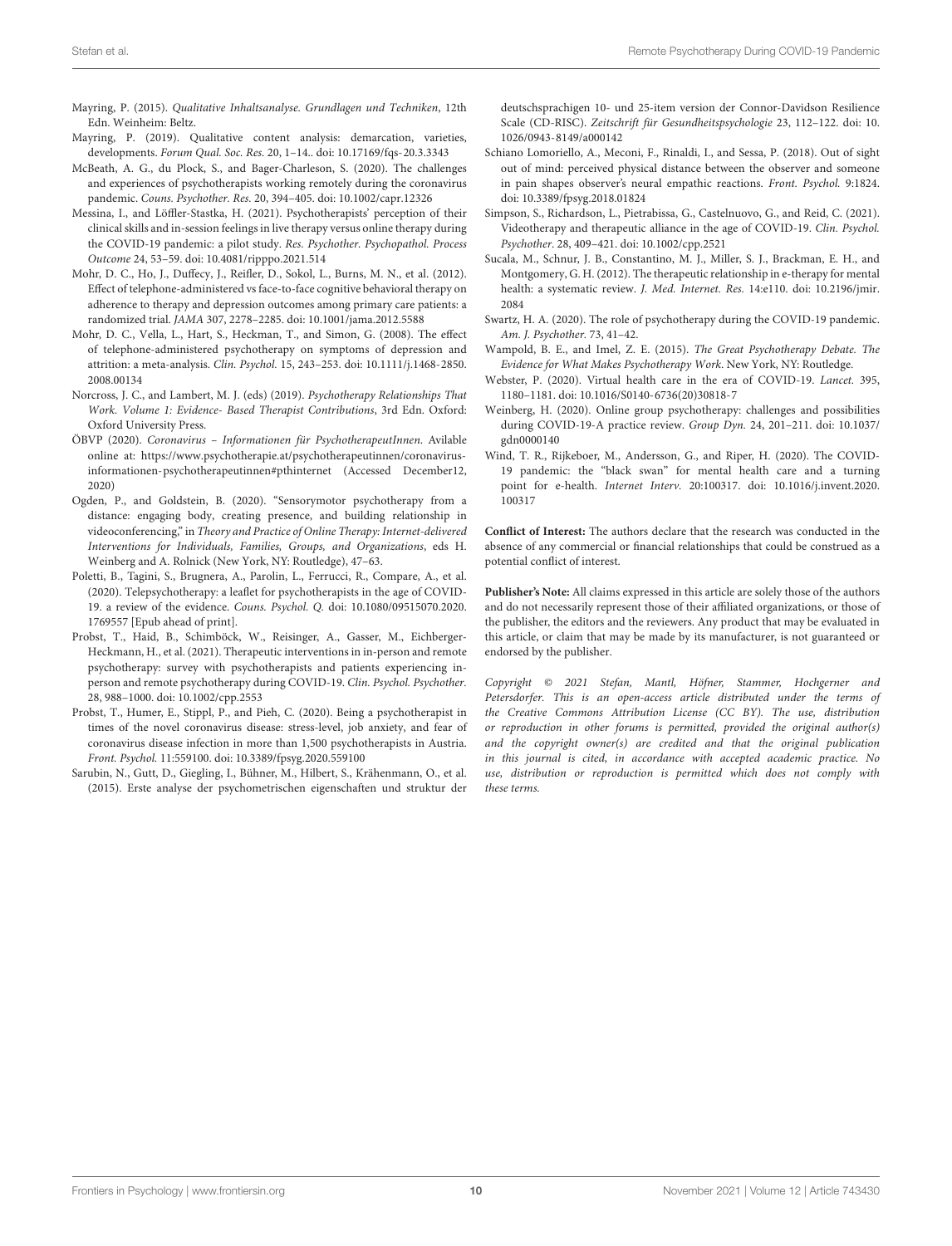Mayring, P. (2015). *Qualitative Inhaltsanalyse. Grundlagen und Techniken*, 12th Edn. Weinheim: Beltz.

Mayring, P. (2019). Qualitative content analysis: demarcation, varieties, developments. *Forum Qual. Soc. Res.* 20, 1–14.. doi: 10.17169/fqs-20.3.3343

McBeath, A. G., du Plock, S., and Bager-Charleson, S. (2020). The challenges and experiences of psychotherapists working remotely during the coronavirus pandemic. *Couns. Psychother. Res.* 20, 394–405. doi: 10.1002/capr.12326

Messina, I., and Löffler-Stastka, H. (2021). Psychotherapists' perception of their clinical skills and in-session feelings in live therapy versus online therapy during the COVID-19 pandemic: a pilot study. *Res. Psychother. Psychopathol. Process Outcome* 24, 53–59. doi: 10.4081/ripppo.2021.514

Mohr, D. C., Ho, J., Duffecy, J., Reifler, D., Sokol, L., Burns, M. N., et al. (2012). Effect of telephone-administered vs face-to-face cognitive behavioral therapy on adherence to therapy and depression outcomes among primary care patients: a randomized trial. *JAMA* 307, 2278–2285. doi: 10.1001/jama.2012.5588

Mohr, D. C., Vella, L., Hart, S., Heckman, T., and Simon, G. (2008). The effect of telephone-administered psychotherapy on symptoms of depression and attrition: a meta-analysis. *Clin. Psychol.* 15, 243–253. doi: 10.1111/j.1468-2850.2008.00134

Norcross, J. C., and Lambert, M. J. (eds) (2019). *Psychotherapy Relationships That Work. Volume 1: Evidence- Based Therapist Contributions*, 3rd Edn. Oxford: Oxford University Press.

ÖBVP (2020). *Coronavirus – Informationen für PsychotherapeutInnen.* Avilable online at: https://www.psychotherapie.at/psychotherapeutinnen/coronavirus-informationen-psychotherapeutinnen#pthinternet (Accessed December12, 2020)

Ogden, P., and Goldstein, B. (2020). "Sensorymotor psychotherapy from a distance: engaging body, creating presence, and building relationship in videoconferencing," in *Theory and Practice of Online Therapy: Internet-delivered Interventions for Individuals, Families, Groups, and Organizations*, eds H. Weinberg and A. Rolnick (New York, NY: Routledge), 47–63.

Poletti, B., Tagini, S., Brugnera, A., Parolin, L., Ferrucci, R., Compare, A., et al. (2020). Telepsychotherapy: a leaflet for psychotherapists in the age of COVID-19. a review of the evidence. *Couns. Psychol. Q.* doi: 10.1080/09515070.2020.1769557 [Epub ahead of print].

Probst, T., Haid, B., Schimböck, W., Reisinger, A., Gasser, M., Eichberger-Heckmann, H., et al. (2021). Therapeutic interventions in in-person and remote psychotherapy: survey with psychotherapists and patients experiencing in-person and remote psychotherapy during COVID-19. *Clin. Psychol. Psychother.* 28, 988–1000. doi: 10.1002/cpp.2553

Probst, T., Humer, E., Stippl, P., and Pieh, C. (2020). Being a psychotherapist in times of the novel coronavirus disease: stress-level, job anxiety, and fear of coronavirus disease infection in more than 1,500 psychotherapists in Austria. *Front. Psychol.* 11:559100. doi: 10.3389/fpsyg.2020.559100

Sarubin, N., Gutt, D., Giegling, I., Bühner, M., Hilbert, S., Krähenmann, O., et al. (2015). Erste analyse der psychometrischen eigenschaften und struktur der deutschsprachigen 10- und 25-item version der Connor-Davidson Resilience Scale (CD-RISC). *Zeitschrift für Gesundheitspsychologie* 23, 112–122. doi: 10.1026/0943-8149/a000142

Schiano Lomoriello, A., Meconi, F., Rinaldi, I., and Sessa, P. (2018). Out of sight out of mind: perceived physical distance between the observer and someone in pain shapes observer's neural empathic reactions. *Front. Psychol.* 9:1824. doi: 10.3389/fpsyg.2018.01824

Simpson, S., Richardson, L., Pietrabissa, G., Castelnuovo, G., and Reid, C. (2021). Videotherapy and therapeutic alliance in the age of COVID-19. *Clin. Psychol. Psychother*. 28, 409–421. doi: 10.1002/cpp.2521

Sucala, M., Schnur, J. B., Constantino, M. J., Miller, S. J., Brackman, E. H., and Montgomery, G. H. (2012). The therapeutic relationship in e-therapy for mental health: a systematic review. *J. Med. Internet. Res.* 14:e110. doi: 10.2196/jmir.2084

Swartz, H. A. (2020). The role of psychotherapy during the COVID-19 pandemic. *Am. J. Psychother.* 73, 41–42.

Wampold, B. E., and Imel, Z. E. (2015). *The Great Psychotherapy Debate. The Evidence for What Makes Psychotherapy Work*. New York, NY: Routledge.

Webster, P. (2020). Virtual health care in the era of COVID-19. *Lancet.* 395, 1180–1181. doi: 10.1016/S0140-6736(20)30818-7

Weinberg, H. (2020). Online group psychotherapy: challenges and possibilities during COVID-19-A practice review. *Group Dyn.* 24, 201–211. doi: 10.1037/gdn0000140

Wind, T. R., Rijkeboer, M., Andersson, G., and Riper, H. (2020). The COVID-19 pandemic: the "black swan" for mental health care and a turning point for e-health. *Internet Interv.* 20:100317. doi: 10.1016/j.invent.2020.100317

**Conflict of Interest:** The authors declare that the research was conducted in the absence of any commercial or financial relationships that could be construed as a potential conflict of interest.

**Publisher's Note:** All claims expressed in this article are solely those of the authors and do not necessarily represent those of their affiliated organizations, or those of the publisher, the editors and the reviewers. Any product that may be evaluated in this article, or claim that may be made by its manufacturer, is not guaranteed or endorsed by the publisher.

*Copyright © 2021 Stefan, Mantl, Höfner, Stammer, Hochgerner and Petersdorfer. This is an open-access article distributed under the terms of the Creative Commons Attribution License (CC BY). The use, distribution or reproduction in other forums is permitted, provided the original author(s) and the copyright owner(s) are credited and that the original publication in this journal is cited, in accordance with accepted academic practice. No use, distribution or reproduction is permitted which does not comply with these terms.*